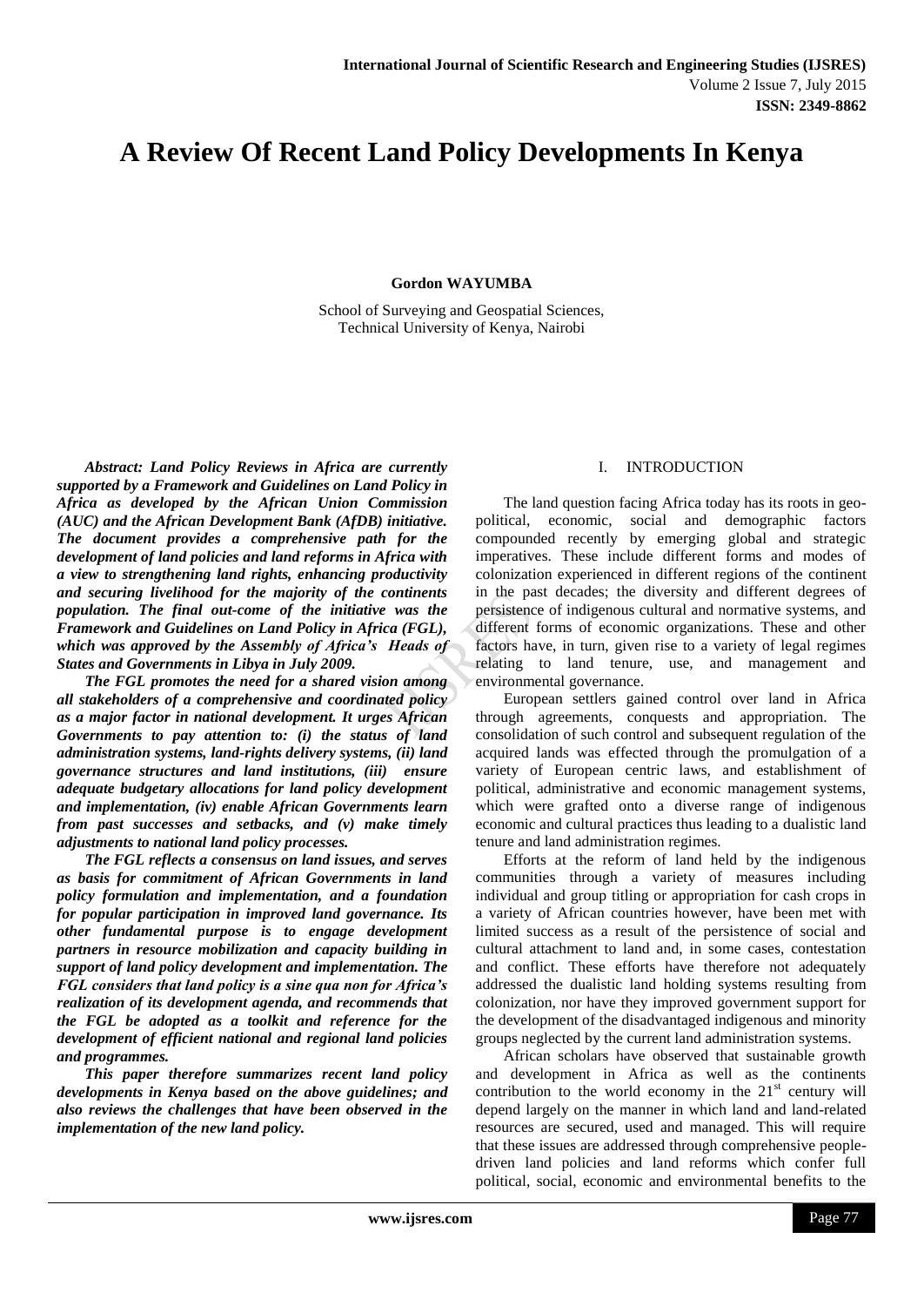# A Review Of Recent Land Policy Developments In Kenya

**Gordon WAYUMBA**

School of Surveying and Geospatial Sciences,
Technical University of Kenya, Nairobi

***Abstract: Land Policy Reviews in Africa are currently supported by a Framework and Guidelines on Land Policy in Africa as developed by the African Union Commission (AUC) and the African Development Bank (AfDB) initiative. The document provides a comprehensive path for the development of land policies and land reforms in Africa with a view to strengthening land rights, enhancing productivity and securing livelihood for the majority of the continents population. The final out-come of the initiative was the Framework and Guidelines on Land Policy in Africa (FGL), which was approved by the Assembly of Africa's Heads of States and Governments in Libya in July 2009.***

***The FGL promotes the need for a shared vision among all stakeholders of a comprehensive and coordinated policy as a major factor in national development. It urges African Governments to pay attention to: (i) the status of land administration systems, land-rights delivery systems, (ii) land governance structures and land institutions, (iii) ensure adequate budgetary allocations for land policy development and implementation, (iv) enable African Governments learn from past successes and setbacks, and (v) make timely adjustments to national land policy processes.***

***The FGL reflects a consensus on land issues, and serves as basis for commitment of African Governments in land policy formulation and implementation, and a foundation for popular participation in improved land governance. Its other fundamental purpose is to engage development partners in resource mobilization and capacity building in support of land policy development and implementation. The FGL considers that land policy is a sine qua non for Africa's realization of its development agenda, and recommends that the FGL be adopted as a toolkit and reference for the development of efficient national and regional land policies and programmes.***

***This paper therefore summarizes recent land policy developments in Kenya based on the above guidelines; and also reviews the challenges that have been observed in the implementation of the new land policy.***

## I. INTRODUCTION

The land question facing Africa today has its roots in geo-political, economic, social and demographic factors compounded recently by emerging global and strategic imperatives. These include different forms and modes of colonization experienced in different regions of the continent in the past decades; the diversity and different degrees of persistence of indigenous cultural and normative systems, and different forms of economic organizations. These and other factors have, in turn, given rise to a variety of legal regimes relating to land tenure, use, and management and environmental governance.

European settlers gained control over land in Africa through agreements, conquests and appropriation. The consolidation of such control and subsequent regulation of the acquired lands was effected through the promulgation of a variety of European centric laws, and establishment of political, administrative and economic management systems, which were grafted onto a diverse range of indigenous economic and cultural practices thus leading to a dualistic land tenure and land administration regimes.

Efforts at the reform of land held by the indigenous communities through a variety of measures including individual and group titling or appropriation for cash crops in a variety of African countries however, have been met with limited success as a result of the persistence of social and cultural attachment to land and, in some cases, contestation and conflict. These efforts have therefore not adequately addressed the dualistic land holding systems resulting from colonization, nor have they improved government support for the development of the disadvantaged indigenous and minority groups neglected by the current land administration systems.

African scholars have observed that sustainable growth and development in Africa as well as the continents contribution to the world economy in the 21st century will depend largely on the manner in which land and land-related resources are secured, used and managed. This will require that these issues are addressed through comprehensive people-driven land policies and land reforms which confer full political, social, economic and environmental benefits to the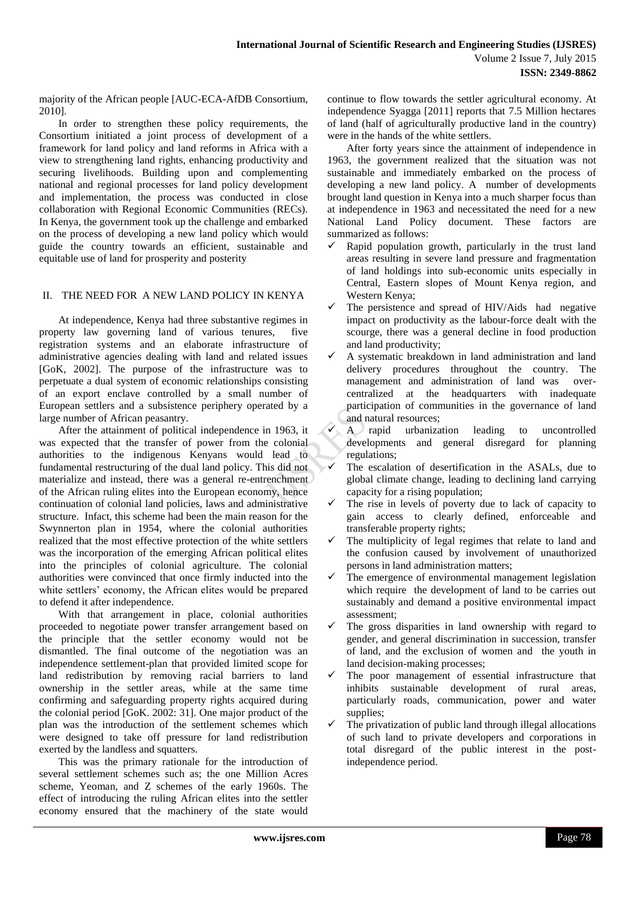majority of the African people [AUC-ECA-AfDB Consortium, 2010].

In order to strengthen these policy requirements, the Consortium initiated a joint process of development of a framework for land policy and land reforms in Africa with a view to strengthening land rights, enhancing productivity and securing livelihoods. Building upon and complementing national and regional processes for land policy development and implementation, the process was conducted in close collaboration with Regional Economic Communities (RECs). In Kenya, the government took up the challenge and embarked on the process of developing a new land policy which would guide the country towards an efficient, sustainable and equitable use of land for prosperity and posterity

## II. THE NEED FOR A NEW LAND POLICY IN KENYA

At independence, Kenya had three substantive regimes in property law governing land of various tenures, five registration systems and an elaborate infrastructure of administrative agencies dealing with land and related issues [GoK, 2002]. The purpose of the infrastructure was to perpetuate a dual system of economic relationships consisting of an export enclave controlled by a small number of European settlers and a subsistence periphery operated by a large number of African peasantry.

After the attainment of political independence in 1963, it was expected that the transfer of power from the colonial authorities to the indigenous Kenyans would lead to fundamental restructuring of the dual land policy. This did not materialize and instead, there was a general re-entrenchment of the African ruling elites into the European economy, hence continuation of colonial land policies, laws and administrative structure. Infact, this scheme had been the main reason for the Swynnerton plan in 1954, where the colonial authorities realized that the most effective protection of the white settlers was the incorporation of the emerging African political elites into the principles of colonial agriculture. The colonial authorities were convinced that once firmly inducted into the white settlers' economy, the African elites would be prepared to defend it after independence.

With that arrangement in place, colonial authorities proceeded to negotiate power transfer arrangement based on the principle that the settler economy would not be dismantled. The final outcome of the negotiation was an independence settlement-plan that provided limited scope for land redistribution by removing racial barriers to land ownership in the settler areas, while at the same time confirming and safeguarding property rights acquired during the colonial period [GoK. 2002: 31]. One major product of the plan was the introduction of the settlement schemes which were designed to take off pressure for land redistribution exerted by the landless and squatters.

This was the primary rationale for the introduction of several settlement schemes such as; the one Million Acres scheme, Yeoman, and Z schemes of the early 1960s. The effect of introducing the ruling African elites into the settler economy ensured that the machinery of the state would continue to flow towards the settler agricultural economy. At independence Syagga [2011] reports that 7.5 Million hectares of land (half of agriculturally productive land in the country) were in the hands of the white settlers.

After forty years since the attainment of independence in 1963, the government realized that the situation was not sustainable and immediately embarked on the process of developing a new land policy. A number of developments brought land question in Kenya into a much sharper focus than at independence in 1963 and necessitated the need for a new National Land Policy document. These factors are summarized as follows:

- ✓ Rapid population growth, particularly in the trust land areas resulting in severe land pressure and fragmentation of land holdings into sub-economic units especially in Central, Eastern slopes of Mount Kenya region, and Western Kenya;
- ✓ The persistence and spread of HIV/Aids had negative impact on productivity as the labour-force dealt with the scourge, there was a general decline in food production and land productivity;
- ✓ A systematic breakdown in land administration and land delivery procedures throughout the country. The management and administration of land was over-centralized at the headquarters with inadequate participation of communities in the governance of land and natural resources;
- ✓ A rapid urbanization leading to uncontrolled developments and general disregard for planning regulations;
- ✓ The escalation of desertification in the ASALs, due to global climate change, leading to declining land carrying capacity for a rising population;
- ✓ The rise in levels of poverty due to lack of capacity to gain access to clearly defined, enforceable and transferable property rights;
- ✓ The multiplicity of legal regimes that relate to land and the confusion caused by involvement of unauthorized persons in land administration matters;
- ✓ The emergence of environmental management legislation which require the development of land to be carries out sustainably and demand a positive environmental impact assessment;
- ✓ The gross disparities in land ownership with regard to gender, and general discrimination in succession, transfer of land, and the exclusion of women and the youth in land decision-making processes;
- ✓ The poor management of essential infrastructure that inhibits sustainable development of rural areas, particularly roads, communication, power and water supplies;
- ✓ The privatization of public land through illegal allocations of such land to private developers and corporations in total disregard of the public interest in the post-independence period.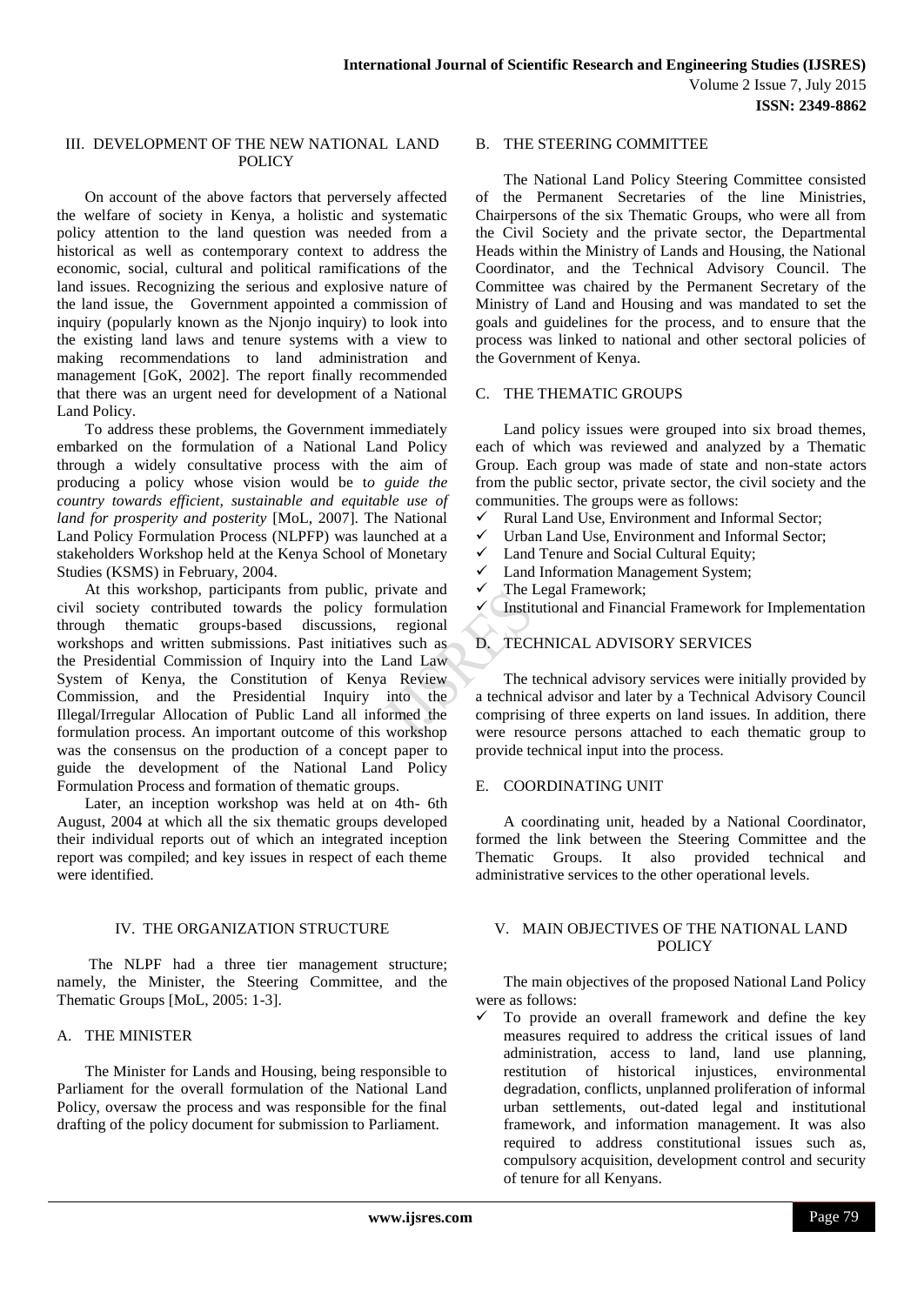## III. DEVELOPMENT OF THE NEW NATIONAL LAND POLICY

On account of the above factors that perversely affected the welfare of society in Kenya, a holistic and systematic policy attention to the land question was needed from a historical as well as contemporary context to address the economic, social, cultural and political ramifications of the land issues. Recognizing the serious and explosive nature of the land issue, the Government appointed a commission of inquiry (popularly known as the Njonjo inquiry) to look into the existing land laws and tenure systems with a view to making recommendations to land administration and management [GoK, 2002]. The report finally recommended that there was an urgent need for development of a National Land Policy.

To address these problems, the Government immediately embarked on the formulation of a National Land Policy through a widely consultative process with the aim of producing a policy whose vision would be t*o guide the country towards efficient, sustainable and equitable use of land for prosperity and posterity* [MoL, 2007]. The National Land Policy Formulation Process (NLPFP) was launched at a stakeholders Workshop held at the Kenya School of Monetary Studies (KSMS) in February, 2004.

At this workshop, participants from public, private and civil society contributed towards the policy formulation through thematic groups-based discussions, regional workshops and written submissions. Past initiatives such as the Presidential Commission of Inquiry into the Land Law System of Kenya, the Constitution of Kenya Review Commission, and the Presidential Inquiry into the Illegal/Irregular Allocation of Public Land all informed the formulation process. An important outcome of this workshop was the consensus on the production of a concept paper to guide the development of the National Land Policy Formulation Process and formation of thematic groups.

Later, an inception workshop was held at on 4th- 6th August, 2004 at which all the six thematic groups developed their individual reports out of which an integrated inception report was compiled; and key issues in respect of each theme were identified.

## IV. THE ORGANIZATION STRUCTURE

The NLPF had a three tier management structure; namely, the Minister, the Steering Committee, and the Thematic Groups [MoL, 2005: 1-3].

### A. THE MINISTER

The Minister for Lands and Housing, being responsible to Parliament for the overall formulation of the National Land Policy, oversaw the process and was responsible for the final drafting of the policy document for submission to Parliament.

### B. THE STEERING COMMITTEE

The National Land Policy Steering Committee consisted of the Permanent Secretaries of the line Ministries, Chairpersons of the six Thematic Groups, who were all from the Civil Society and the private sector, the Departmental Heads within the Ministry of Lands and Housing, the National Coordinator, and the Technical Advisory Council. The Committee was chaired by the Permanent Secretary of the Ministry of Land and Housing and was mandated to set the goals and guidelines for the process, and to ensure that the process was linked to national and other sectoral policies of the Government of Kenya.

### C. THE THEMATIC GROUPS

Land policy issues were grouped into six broad themes, each of which was reviewed and analyzed by a Thematic Group. Each group was made of state and non-state actors from the public sector, private sector, the civil society and the communities. The groups were as follows:

- ✓ Rural Land Use, Environment and Informal Sector;
- ✓ Urban Land Use, Environment and Informal Sector;
- ✓ Land Tenure and Social Cultural Equity;
- ✓ Land Information Management System;
- ✓ The Legal Framework;
- ✓ Institutional and Financial Framework for Implementation

### D. TECHNICAL ADVISORY SERVICES

The technical advisory services were initially provided by a technical advisor and later by a Technical Advisory Council comprising of three experts on land issues. In addition, there were resource persons attached to each thematic group to provide technical input into the process.

### E. COORDINATING UNIT

A coordinating unit, headed by a National Coordinator, formed the link between the Steering Committee and the Thematic Groups. It also provided technical and administrative services to the other operational levels.

## V. MAIN OBJECTIVES OF THE NATIONAL LAND POLICY

The main objectives of the proposed National Land Policy were as follows:

- ✓ To provide an overall framework and define the key measures required to address the critical issues of land administration, access to land, land use planning, restitution of historical injustices, environmental degradation, conflicts, unplanned proliferation of informal urban settlements, out-dated legal and institutional framework, and information management. It was also required to address constitutional issues such as, compulsory acquisition, development control and security of tenure for all Kenyans.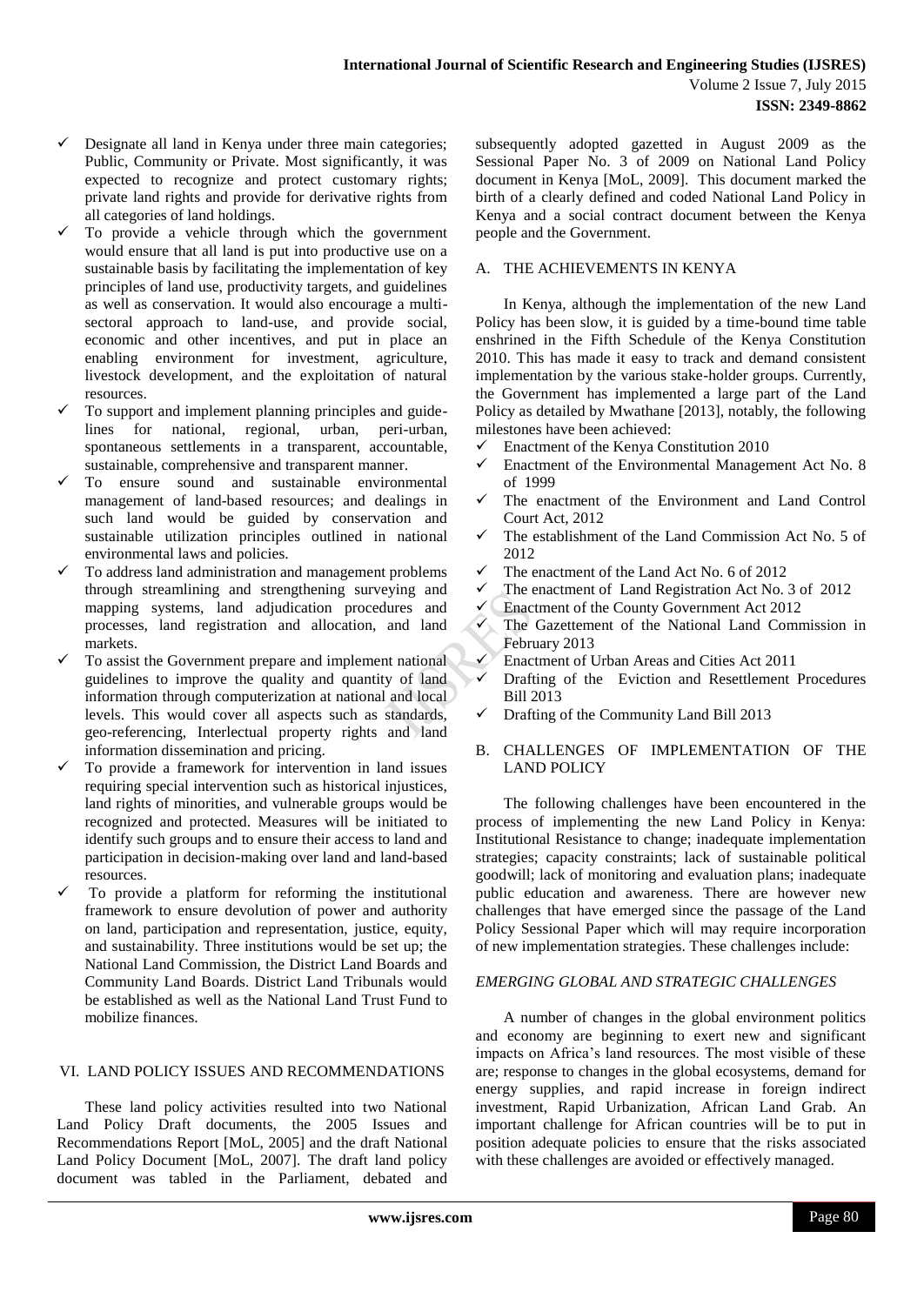- Designate all land in Kenya under three main categories; Public, Community or Private. Most significantly, it was expected to recognize and protect customary rights; private land rights and provide for derivative rights from all categories of land holdings.
- To provide a vehicle through which the government would ensure that all land is put into productive use on a sustainable basis by facilitating the implementation of key principles of land use, productivity targets, and guidelines as well as conservation. It would also encourage a multi-sectoral approach to land-use, and provide social, economic and other incentives, and put in place an enabling environment for investment, agriculture, livestock development, and the exploitation of natural resources.
- To support and implement planning principles and guide-lines for national, regional, urban, peri-urban, spontaneous settlements in a transparent, accountable, sustainable, comprehensive and transparent manner.
- To ensure sound and sustainable environmental management of land-based resources; and dealings in such land would be guided by conservation and sustainable utilization principles outlined in national environmental laws and policies.
- To address land administration and management problems through streamlining and strengthening surveying and mapping systems, land adjudication procedures and processes, land registration and allocation, and land markets.
- To assist the Government prepare and implement national guidelines to improve the quality and quantity of land information through computerization at national and local levels. This would cover all aspects such as standards, geo-referencing, Interlectual property rights and land information dissemination and pricing.
- To provide a framework for intervention in land issues requiring special intervention such as historical injustices, land rights of minorities, and vulnerable groups would be recognized and protected. Measures will be initiated to identify such groups and to ensure their access to land and participation in decision-making over land and land-based resources.
- To provide a platform for reforming the institutional framework to ensure devolution of power and authority on land, participation and representation, justice, equity, and sustainability. Three institutions would be set up; the National Land Commission, the District Land Boards and Community Land Boards. District Land Tribunals would be established as well as the National Land Trust Fund to mobilize finances.

## VI. LAND POLICY ISSUES AND RECOMMENDATIONS

These land policy activities resulted into two National Land Policy Draft documents, the 2005 Issues and Recommendations Report [MoL, 2005] and the draft National Land Policy Document [MoL, 2007]. The draft land policy document was tabled in the Parliament, debated and subsequently adopted gazetted in August 2009 as the Sessional Paper No. 3 of 2009 on National Land Policy document in Kenya [MoL, 2009]. This document marked the birth of a clearly defined and coded National Land Policy in Kenya and a social contract document between the Kenya people and the Government.

### A. THE ACHIEVEMENTS IN KENYA

In Kenya, although the implementation of the new Land Policy has been slow, it is guided by a time-bound time table enshrined in the Fifth Schedule of the Kenya Constitution 2010. This has made it easy to track and demand consistent implementation by the various stake-holder groups. Currently, the Government has implemented a large part of the Land Policy as detailed by Mwathane [2013], notably, the following milestones have been achieved:

- Enactment of the Kenya Constitution 2010
- Enactment of the Environmental Management Act No. 8 of 1999
- The enactment of the Environment and Land Control Court Act, 2012
- The establishment of the Land Commission Act No. 5 of 2012
- The enactment of the Land Act No. 6 of 2012
- The enactment of Land Registration Act No. 3 of 2012
- Enactment of the County Government Act 2012
- The Gazettement of the National Land Commission in February 2013
- Enactment of Urban Areas and Cities Act 2011
- Drafting of the Eviction and Resettlement Procedures Bill 2013
- Drafting of the Community Land Bill 2013

### B. CHALLENGES OF IMPLEMENTATION OF THE LAND POLICY

The following challenges have been encountered in the process of implementing the new Land Policy in Kenya: Institutional Resistance to change; inadequate implementation strategies; capacity constraints; lack of sustainable political goodwill; lack of monitoring and evaluation plans; inadequate public education and awareness. There are however new challenges that have emerged since the passage of the Land Policy Sessional Paper which will may require incorporation of new implementation strategies. These challenges include:

*EMERGING GLOBAL AND STRATEGIC CHALLENGES*

A number of changes in the global environment politics and economy are beginning to exert new and significant impacts on Africa's land resources. The most visible of these are; response to changes in the global ecosystems, demand for energy supplies, and rapid increase in foreign indirect investment, Rapid Urbanization, African Land Grab. An important challenge for African countries will be to put in position adequate policies to ensure that the risks associated with these challenges are avoided or effectively managed.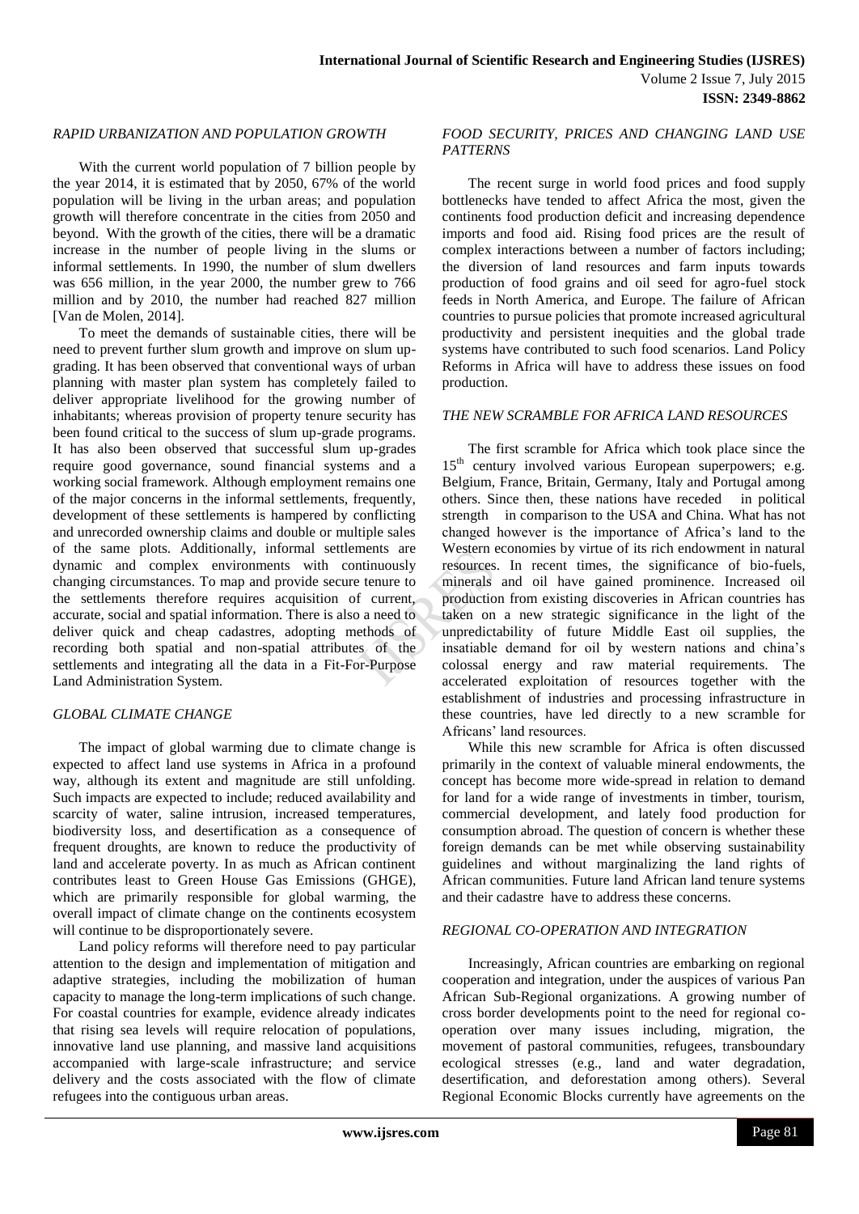### *RAPID URBANIZATION AND POPULATION GROWTH*

With the current world population of 7 billion people by the year 2014, it is estimated that by 2050, 67% of the world population will be living in the urban areas; and population growth will therefore concentrate in the cities from 2050 and beyond. With the growth of the cities, there will be a dramatic increase in the number of people living in the slums or informal settlements. In 1990, the number of slum dwellers was 656 million, in the year 2000, the number grew to 766 million and by 2010, the number had reached 827 million [Van de Molen, 2014].

To meet the demands of sustainable cities, there will be need to prevent further slum growth and improve on slum up-grading. It has been observed that conventional ways of urban planning with master plan system has completely failed to deliver appropriate livelihood for the growing number of inhabitants; whereas provision of property tenure security has been found critical to the success of slum up-grade programs. It has also been observed that successful slum up-grades require good governance, sound financial systems and a working social framework. Although employment remains one of the major concerns in the informal settlements, frequently, development of these settlements is hampered by conflicting and unrecorded ownership claims and double or multiple sales of the same plots. Additionally, informal settlements are dynamic and complex environments with continuously changing circumstances. To map and provide secure tenure to the settlements therefore requires acquisition of current, accurate, social and spatial information. There is also a need to deliver quick and cheap cadastres, adopting methods of recording both spatial and non-spatial attributes of the settlements and integrating all the data in a Fit-For-Purpose Land Administration System.

### *GLOBAL CLIMATE CHANGE*

The impact of global warming due to climate change is expected to affect land use systems in Africa in a profound way, although its extent and magnitude are still unfolding. Such impacts are expected to include; reduced availability and scarcity of water, saline intrusion, increased temperatures, biodiversity loss, and desertification as a consequence of frequent droughts, are known to reduce the productivity of land and accelerate poverty. In as much as African continent contributes least to Green House Gas Emissions (GHGE), which are primarily responsible for global warming, the overall impact of climate change on the continents ecosystem will continue to be disproportionately severe.

Land policy reforms will therefore need to pay particular attention to the design and implementation of mitigation and adaptive strategies, including the mobilization of human capacity to manage the long-term implications of such change. For coastal countries for example, evidence already indicates that rising sea levels will require relocation of populations, innovative land use planning, and massive land acquisitions accompanied with large-scale infrastructure; and service delivery and the costs associated with the flow of climate refugees into the contiguous urban areas.

### *FOOD SECURITY, PRICES AND CHANGING LAND USE PATTERNS*

The recent surge in world food prices and food supply bottlenecks have tended to affect Africa the most, given the continents food production deficit and increasing dependence imports and food aid. Rising food prices are the result of complex interactions between a number of factors including; the diversion of land resources and farm inputs towards production of food grains and oil seed for agro-fuel stock feeds in North America, and Europe. The failure of African countries to pursue policies that promote increased agricultural productivity and persistent inequities and the global trade systems have contributed to such food scenarios. Land Policy Reforms in Africa will have to address these issues on food production.

### *THE NEW SCRAMBLE FOR AFRICA LAND RESOURCES*

The first scramble for Africa which took place since the 15th century involved various European superpowers; e.g. Belgium, France, Britain, Germany, Italy and Portugal among others. Since then, these nations have receded in political strength in comparison to the USA and China. What has not changed however is the importance of Africa's land to the Western economies by virtue of its rich endowment in natural resources. In recent times, the significance of bio-fuels, minerals and oil have gained prominence. Increased oil production from existing discoveries in African countries has taken on a new strategic significance in the light of the unpredictability of future Middle East oil supplies, the insatiable demand for oil by western nations and china's colossal energy and raw material requirements. The accelerated exploitation of resources together with the establishment of industries and processing infrastructure in these countries, have led directly to a new scramble for Africans' land resources.

While this new scramble for Africa is often discussed primarily in the context of valuable mineral endowments, the concept has become more wide-spread in relation to demand for land for a wide range of investments in timber, tourism, commercial development, and lately food production for consumption abroad. The question of concern is whether these foreign demands can be met while observing sustainability guidelines and without marginalizing the land rights of African communities. Future land African land tenure systems and their cadastre have to address these concerns.

### *REGIONAL CO-OPERATION AND INTEGRATION*

Increasingly, African countries are embarking on regional cooperation and integration, under the auspices of various Pan African Sub-Regional organizations. A growing number of cross border developments point to the need for regional co-operation over many issues including, migration, the movement of pastoral communities, refugees, transboundary ecological stresses (e.g., land and water degradation, desertification, and deforestation among others). Several Regional Economic Blocks currently have agreements on the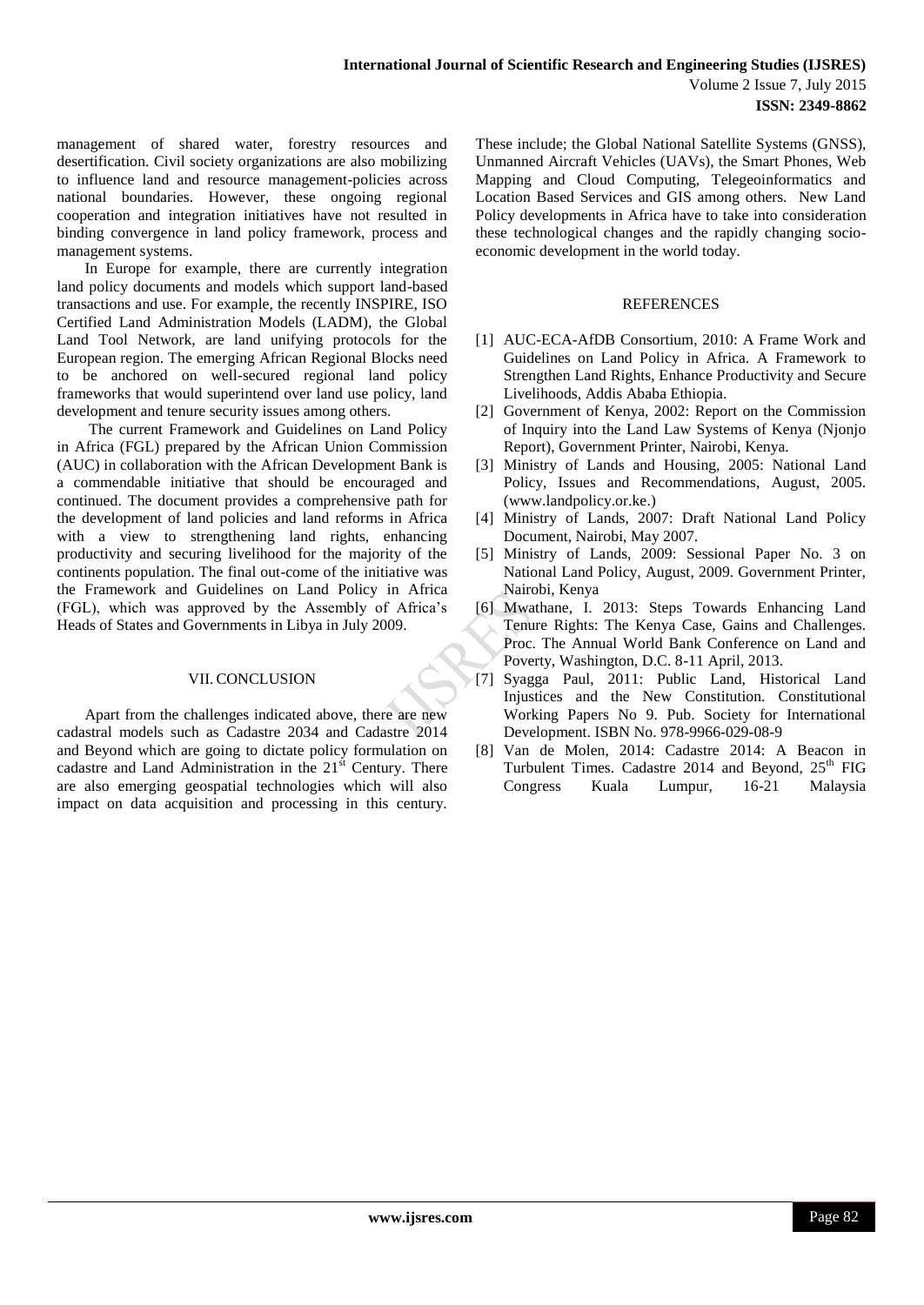management of shared water, forestry resources and desertification. Civil society organizations are also mobilizing to influence land and resource management-policies across national boundaries. However, these ongoing regional cooperation and integration initiatives have not resulted in binding convergence in land policy framework, process and management systems.

In Europe for example, there are currently integration land policy documents and models which support land-based transactions and use. For example, the recently INSPIRE, ISO Certified Land Administration Models (LADM), the Global Land Tool Network, are land unifying protocols for the European region. The emerging African Regional Blocks need to be anchored on well-secured regional land policy frameworks that would superintend over land use policy, land development and tenure security issues among others.

The current Framework and Guidelines on Land Policy in Africa (FGL) prepared by the African Union Commission (AUC) in collaboration with the African Development Bank is a commendable initiative that should be encouraged and continued. The document provides a comprehensive path for the development of land policies and land reforms in Africa with a view to strengthening land rights, enhancing productivity and securing livelihood for the majority of the continents population. The final out-come of the initiative was the Framework and Guidelines on Land Policy in Africa (FGL), which was approved by the Assembly of Africa's Heads of States and Governments in Libya in July 2009.

## VII. CONCLUSION

Apart from the challenges indicated above, there are new cadastral models such as Cadastre 2034 and Cadastre 2014 and Beyond which are going to dictate policy formulation on cadastre and Land Administration in the 21st Century. There are also emerging geospatial technologies which will also impact on data acquisition and processing in this century. These include; the Global National Satellite Systems (GNSS), Unmanned Aircraft Vehicles (UAVs), the Smart Phones, Web Mapping and Cloud Computing, Telegeoinformatics and Location Based Services and GIS among others. New Land Policy developments in Africa have to take into consideration these technological changes and the rapidly changing socio-economic development in the world today.

## REFERENCES

[1] AUC-ECA-AfDB Consortium, 2010: A Frame Work and Guidelines on Land Policy in Africa. A Framework to Strengthen Land Rights, Enhance Productivity and Secure Livelihoods, Addis Ababa Ethiopia.

[2] Government of Kenya, 2002: Report on the Commission of Inquiry into the Land Law Systems of Kenya (Njonjo Report), Government Printer, Nairobi, Kenya.

[3] Ministry of Lands and Housing, 2005: National Land Policy, Issues and Recommendations, August, 2005. (www.landpolicy.or.ke.)

[4] Ministry of Lands, 2007: Draft National Land Policy Document, Nairobi, May 2007.

[5] Ministry of Lands, 2009: Sessional Paper No. 3 on National Land Policy, August, 2009. Government Printer, Nairobi, Kenya

[6] Mwathane, I. 2013: Steps Towards Enhancing Land Tenure Rights: The Kenya Case, Gains and Challenges. Proc. The Annual World Bank Conference on Land and Poverty, Washington, D.C. 8-11 April, 2013.

[7] Syagga Paul, 2011: Public Land, Historical Land Injustices and the New Constitution. Constitutional Working Papers No 9. Pub. Society for International Development. ISBN No. 978-9966-029-08-9

[8] Van de Molen, 2014: Cadastre 2014: A Beacon in Turbulent Times. Cadastre 2014 and Beyond, 25th FIG Congress Kuala Lumpur, 16-21 Malaysia